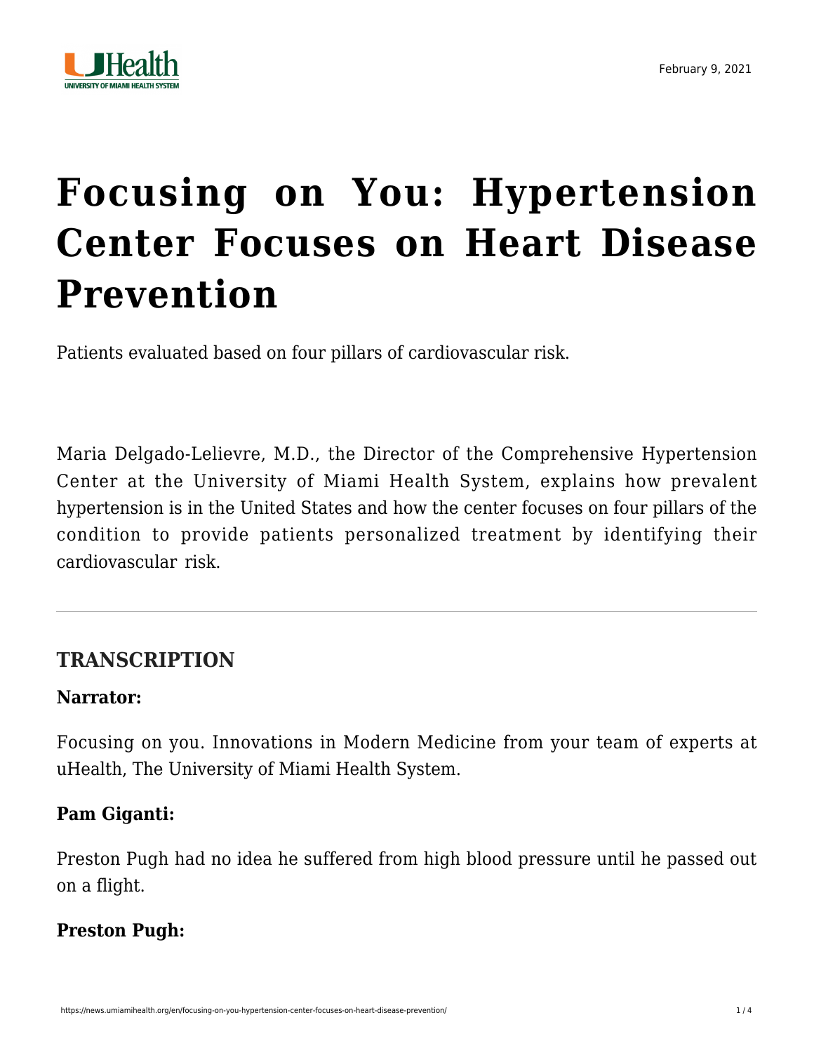# Focusing on You: Hypertension Center Focuses on Heart Disease Prevention

Patients evaluated based on four pillars of cardiovascular risk.

Maria Delgado-Lelievre, M.D., the Director of the Comprehensive Hypertension Center at the University of Miami Health System, explains how prevalent hypertension is in the United States and how the center focuses on four pillars of the condition to provide patients personalized treatment by identifying their cardiovascular risk.

---

## TRANSCRIPTION

**Narrator:**

Focusing on you. Innovations in Modern Medicine from your team of experts at uHealth, The University of Miami Health System.

**Pam Giganti:**

Preston Pugh had no idea he suffered from high blood pressure until he passed out on a flight.

**Preston Pugh:**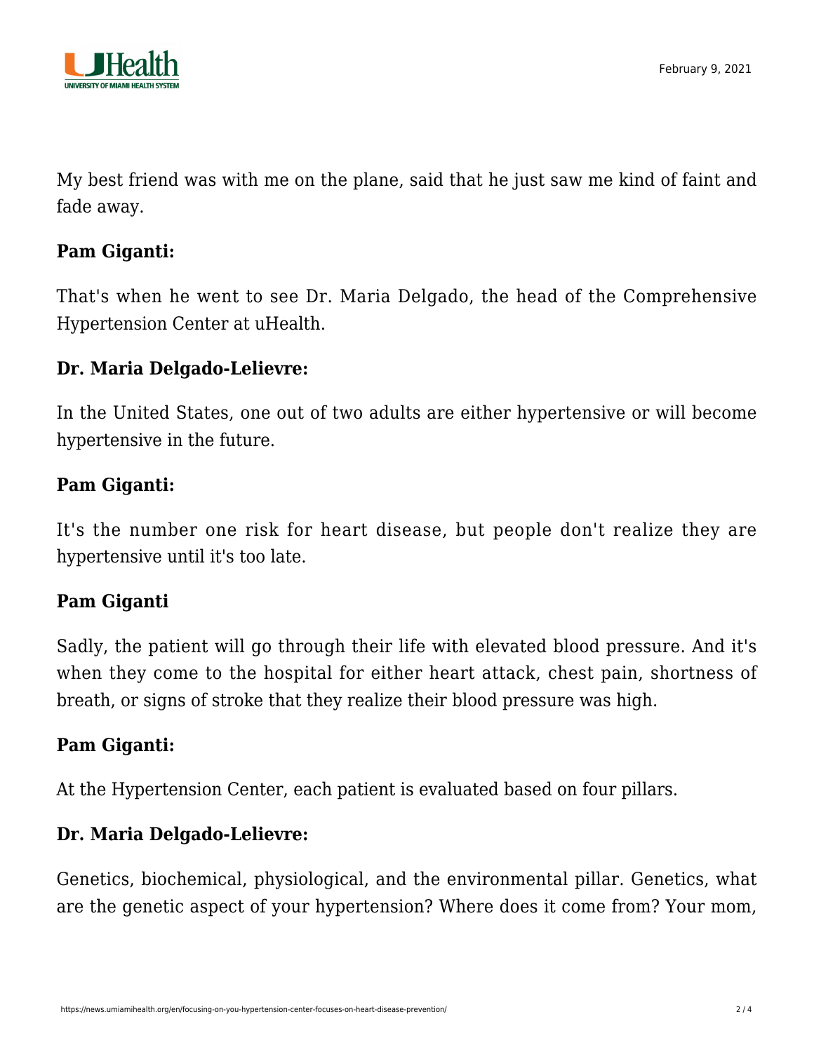My best friend was with me on the plane, said that he just saw me kind of faint and fade away.

**Pam Giganti:**

That's when he went to see Dr. Maria Delgado, the head of the Comprehensive Hypertension Center at uHealth.

**Dr. Maria Delgado-Lelievre:**

In the United States, one out of two adults are either hypertensive or will become hypertensive in the future.

**Pam Giganti:**

It's the number one risk for heart disease, but people don't realize they are hypertensive until it's too late.

**Pam Giganti**

Sadly, the patient will go through their life with elevated blood pressure. And it's when they come to the hospital for either heart attack, chest pain, shortness of breath, or signs of stroke that they realize their blood pressure was high.

**Pam Giganti:**

At the Hypertension Center, each patient is evaluated based on four pillars.

**Dr. Maria Delgado-Lelievre:**

Genetics, biochemical, physiological, and the environmental pillar. Genetics, what are the genetic aspect of your hypertension? Where does it come from? Your mom,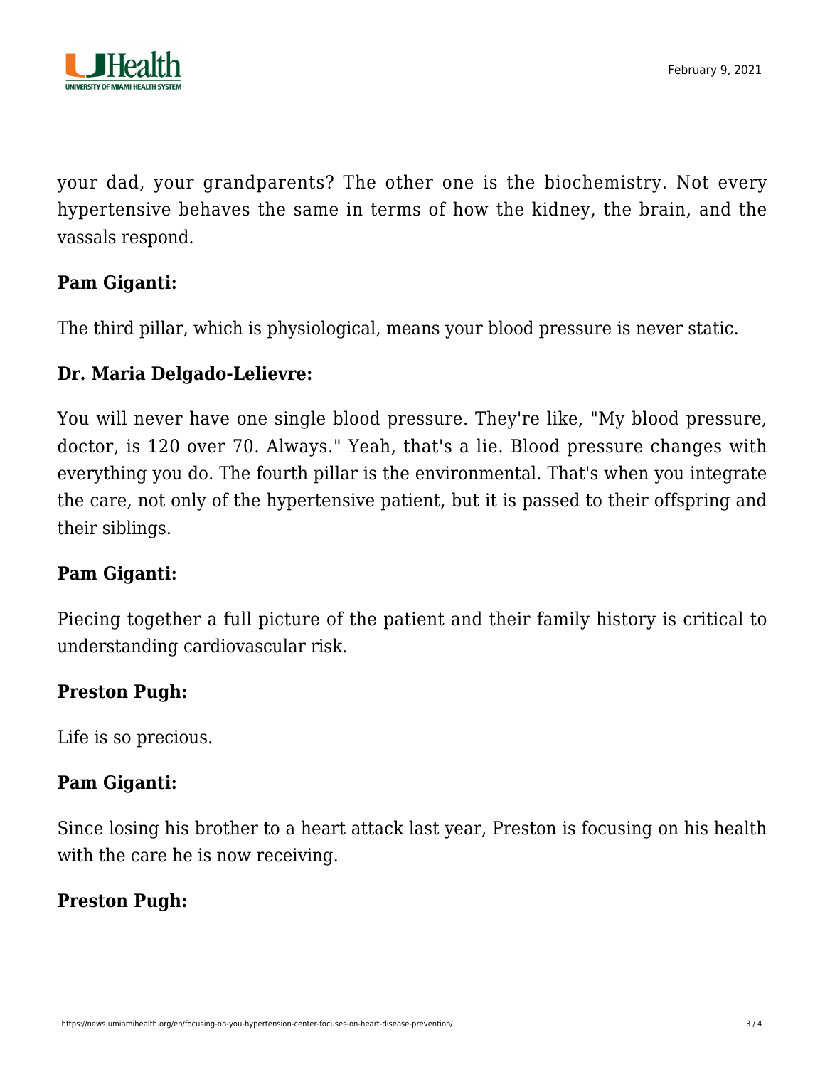your dad, your grandparents? The other one is the biochemistry. Not every hypertensive behaves the same in terms of how the kidney, the brain, and the vassals respond.

**Pam Giganti:**

The third pillar, which is physiological, means your blood pressure is never static.

**Dr. Maria Delgado-Lelievre:**

You will never have one single blood pressure. They're like, "My blood pressure, doctor, is 120 over 70. Always." Yeah, that's a lie. Blood pressure changes with everything you do. The fourth pillar is the environmental. That's when you integrate the care, not only of the hypertensive patient, but it is passed to their offspring and their siblings.

**Pam Giganti:**

Piecing together a full picture of the patient and their family history is critical to understanding cardiovascular risk.

**Preston Pugh:**

Life is so precious.

**Pam Giganti:**

Since losing his brother to a heart attack last year, Preston is focusing on his health with the care he is now receiving.

**Preston Pugh:**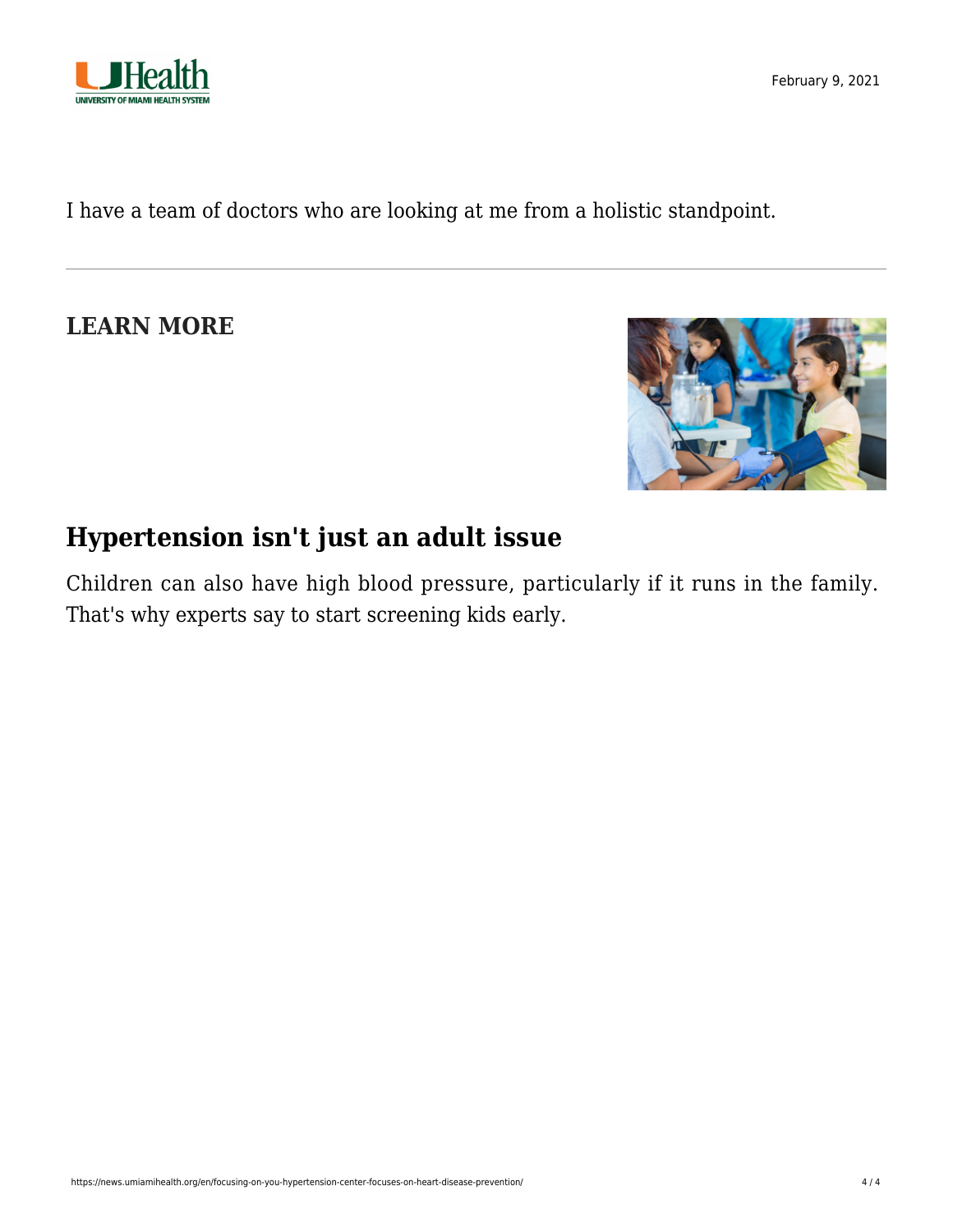I have a team of doctors who are looking at me from a holistic standpoint.

---

**LEARN MORE**

## Hypertension isn't just an adult issue

Children can also have high blood pressure, particularly if it runs in the family. That's why experts say to start screening kids early.